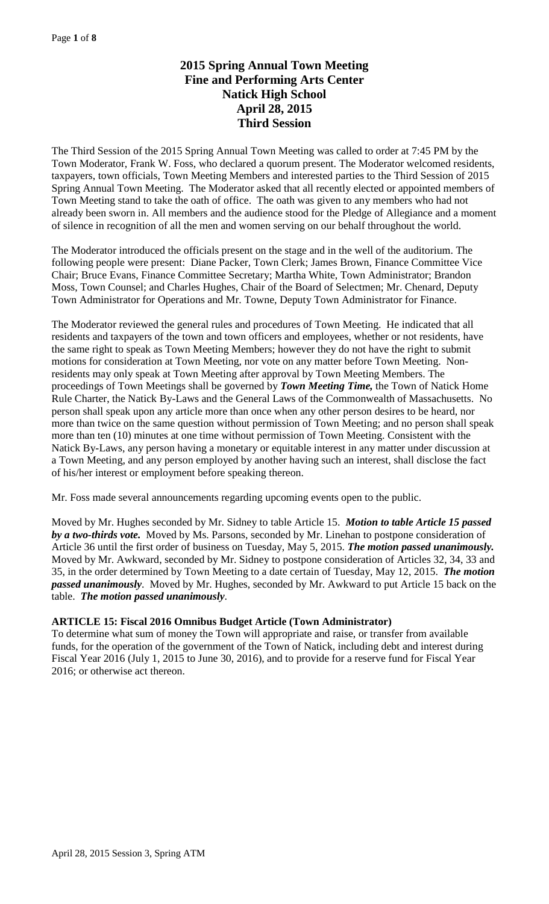# 2015 Spring Annual Town Meeting
## Fine and Performing Arts Center
## Natick High School
## April 28, 2015
## Third Session

The Third Session of the 2015 Spring Annual Town Meeting was called to order at 7:45 PM by the Town Moderator, Frank W. Foss, who declared a quorum present. The Moderator welcomed residents, taxpayers, town officials, Town Meeting Members and interested parties to the Third Session of 2015 Spring Annual Town Meeting. The Moderator asked that all recently elected or appointed members of Town Meeting stand to take the oath of office. The oath was given to any members who had not already been sworn in. All members and the audience stood for the Pledge of Allegiance and a moment of silence in recognition of all the men and women serving on our behalf throughout the world.

The Moderator introduced the officials present on the stage and in the well of the auditorium. The following people were present: Diane Packer, Town Clerk; James Brown, Finance Committee Vice Chair; Bruce Evans, Finance Committee Secretary; Martha White, Town Administrator; Brandon Moss, Town Counsel; and Charles Hughes, Chair of the Board of Selectmen; Mr. Chenard, Deputy Town Administrator for Operations and Mr. Towne, Deputy Town Administrator for Finance.

The Moderator reviewed the general rules and procedures of Town Meeting. He indicated that all residents and taxpayers of the town and town officers and employees, whether or not residents, have the same right to speak as Town Meeting Members; however they do not have the right to submit motions for consideration at Town Meeting, nor vote on any matter before Town Meeting. Non-residents may only speak at Town Meeting after approval by Town Meeting Members. The proceedings of Town Meetings shall be governed by ***Town Meeting Time,*** the Town of Natick Home Rule Charter, the Natick By-Laws and the General Laws of the Commonwealth of Massachusetts. No person shall speak upon any article more than once when any other person desires to be heard, nor more than twice on the same question without permission of Town Meeting; and no person shall speak more than ten (10) minutes at one time without permission of Town Meeting. Consistent with the Natick By-Laws, any person having a monetary or equitable interest in any matter under discussion at a Town Meeting, and any person employed by another having such an interest, shall disclose the fact of his/her interest or employment before speaking thereon.

Mr. Foss made several announcements regarding upcoming events open to the public.

Moved by Mr. Hughes seconded by Mr. Sidney to table Article 15. ***Motion to table Article 15 passed by a two-thirds vote.*** Moved by Ms. Parsons, seconded by Mr. Linehan to postpone consideration of Article 36 until the first order of business on Tuesday, May 5, 2015. ***The motion passed unanimously.*** Moved by Mr. Awkward, seconded by Mr. Sidney to postpone consideration of Articles 32, 34, 33 and 35, in the order determined by Town Meeting to a date certain of Tuesday, May 12, 2015. ***The motion passed unanimously***. Moved by Mr. Hughes, seconded by Mr. Awkward to put Article 15 back on the table. ***The motion passed unanimously***.

**ARTICLE 15: Fiscal 2016 Omnibus Budget Article (Town Administrator)**

To determine what sum of money the Town will appropriate and raise, or transfer from available funds, for the operation of the government of the Town of Natick, including debt and interest during Fiscal Year 2016 (July 1, 2015 to June 30, 2016), and to provide for a reserve fund for Fiscal Year 2016; or otherwise act thereon.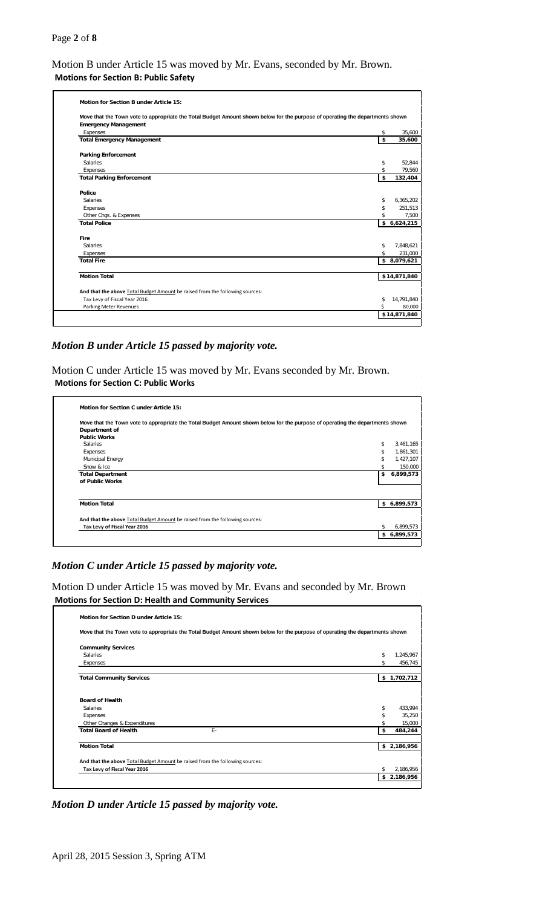Motion B under Article 15 was moved by Mr. Evans, seconded by Mr. Brown.

**Motions for Section B: Public Safety**

**Motion for Section B under Article 15:**

**Move that the Town vote to appropriate the Total Budget Amount shown below for the purpose of operating the departments shown**

| | |
|---|---|
| **Emergency Management** | |
| Expenses | $ 35,600 |
| **Total Emergency Management** | **$ 35,600** |
| | |
| **Parking Enforcement** | |
| Salaries | $ 52,844 |
| Expenses | $ 79,560 |
| **Total Parking Enforcement** | **$ 132,404** |
| | |
| **Police** | |
| Salaries | $ 6,365,202 |
| Expenses | $ 251,513 |
| Other Chgs. & Expenses | $ 7,500 |
| **Total Police** | **$ 6,624,215** |
| | |
| **Fire** | |
| Salaries | $ 7,848,621 |
| Expenses | $ 231,000 |
| **Total Fire** | **$ 8,079,621** |
| | |
| **Motion Total** | **$14,871,840** |
| | |
| **And that the above** Total Budget Amount be raised from the following sources: | |
| Tax Levy of Fiscal Year 2016 | $ 14,791,840 |
| Parking Meter Revenues | $ 80,000 |
| | **$14,871,840** |

***Motion B under Article 15 passed by majority vote.***

Motion C under Article 15 was moved by Mr. Evans seconded by Mr. Brown.

**Motions for Section C: Public Works**

**Motion for Section C under Article 15:**

**Move that the Town vote to appropriate the Total Budget Amount shown below for the purpose of operating the departments shown**

| | |
|---|---|
| **Department of Public Works** | |
| Salaries | $ 3,461,165 |
| Expenses | $ 1,861,301 |
| Municipal Energy | $ 1,427,107 |
| Snow & Ice | $ 150,000 |
| **Total Department of Public Works** | **$ 6,899,573** |
| | |
| **Motion Total** | **$ 6,899,573** |
| | |
| **And that the above** Total Budget Amount be raised from the following sources: | |
| **Tax Levy of Fiscal Year 2016** | $ 6,899,573 |
| | **$ 6,899,573** |

***Motion C under Article 15 passed by majority vote.***

Motion D under Article 15 was moved by Mr. Evans and seconded by Mr. Brown

**Motions for Section D: Health and Community Services**

**Motion for Section D under Article 15:**

**Move that the Town vote to appropriate the Total Budget Amount shown below for the purpose of operating the departments shown**

| | | |
|---|---|---|
| **Community Services** | | |
| Salaries | | $ 1,245,967 |
| Expenses | | $ 456,745 |
| | | |
| **Total Community Services** | | **$ 1,702,712** |
| | | |
| **Board of Health** | | |
| Salaries | | $ 433,994 |
| Expenses | | $ 35,250 |
| Other Changes & Expenditures | | $ 15,000 |
| **Total Board of Health** | E- | **$ 484,244** |
| | | |
| **Motion Total** | | **$ 2,186,956** |
| | | |
| **And that the above** Total Budget Amount be raised from the following sources: | | |
| **Tax Levy of Fiscal Year 2016** | | $ 2,186,956 |
| | | **$ 2,186,956** |

***Motion D under Article 15 passed by majority vote.***

April 28, 2015 Session 3, Spring ATM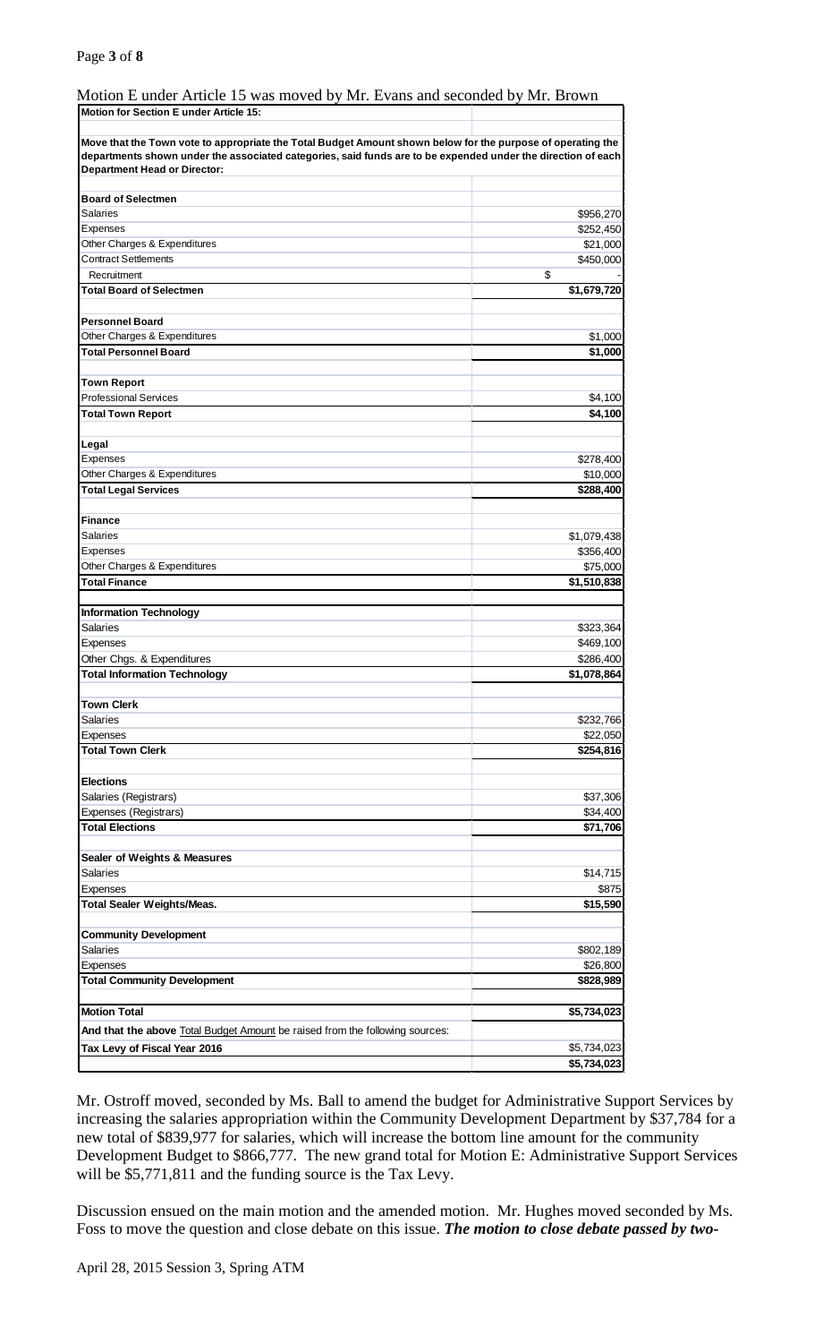Motion E under Article 15 was moved by Mr. Evans and seconded by Mr. Brown

| **Motion for Section E under Article 15:** | |
|---|---|
| **Move that the Town vote to appropriate the Total Budget Amount shown below for the purpose of operating the departments shown under the associated categories, said funds are to be expended under the direction of each Department Head or Director:** | |
| **Board of Selectmen** | |
| Salaries | $956,270 |
| Expenses | $252,450 |
| Other Charges & Expenditures | $21,000 |
| Contract Settlements | $450,000 |
| Recruitment | $ - |
| **Total Board of Selectmen** | **$1,679,720** |
| **Personnel Board** | |
| Other Charges & Expenditures | $1,000 |
| **Total Personnel Board** | **$1,000** |
| **Town Report** | |
| Professional Services | $4,100 |
| **Total Town Report** | **$4,100** |
| **Legal** | |
| Expenses | $278,400 |
| Other Charges & Expenditures | $10,000 |
| **Total Legal Services** | **$288,400** |
| **Finance** | |
| Salaries | $1,079,438 |
| Expenses | $356,400 |
| Other Charges & Expenditures | $75,000 |
| **Total Finance** | **$1,510,838** |
| **Information Technology** | |
| Salaries | $323,364 |
| Expenses | $469,100 |
| Other Chgs. & Expenditures | $286,400 |
| **Total Information Technology** | **$1,078,864** |
| **Town Clerk** | |
| Salaries | $232,766 |
| Expenses | $22,050 |
| **Total Town Clerk** | **$254,816** |
| **Elections** | |
| Salaries (Registrars) | $37,306 |
| Expenses (Registrars) | $34,400 |
| **Total Elections** | **$71,706** |
| **Sealer of Weights & Measures** | |
| Salaries | $14,715 |
| Expenses | $875 |
| **Total Sealer Weights/Meas.** | **$15,590** |
| **Community Development** | |
| Salaries | $802,189 |
| Expenses | $26,800 |
| **Total Community Development** | **$828,989** |
| **Motion Total** | **$5,734,023** |
| **And that the above** Total Budget Amount **be raised from the following sources:** | |
| **Tax Levy of Fiscal Year 2016** | $5,734,023 |
| | **$5,734,023** |

Mr. Ostroff moved, seconded by Ms. Ball to amend the budget for Administrative Support Services by increasing the salaries appropriation within the Community Development Department by $37,784 for a new total of $839,977 for salaries, which will increase the bottom line amount for the community Development Budget to $866,777. The new grand total for Motion E: Administrative Support Services will be $5,771,811 and the funding source is the Tax Levy.

Discussion ensued on the main motion and the amended motion. Mr. Hughes moved seconded by Ms. Foss to move the question and close debate on this issue. ***The motion to close debate passed by two-***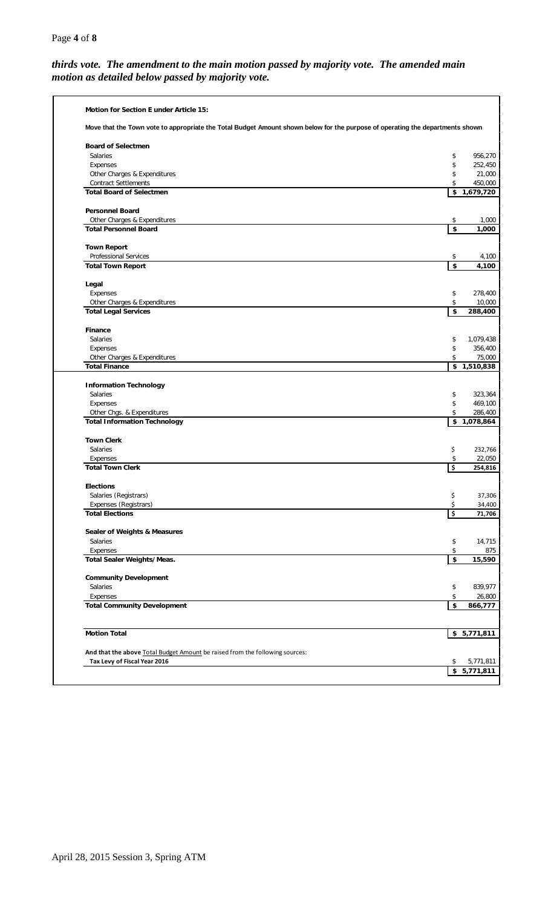***thirds vote. The amendment to the main motion passed by majority vote. The amended main motion as detailed below passed by majority vote.***

**Motion for Section E under Article 15:**

**Move that the Town vote to appropriate the Total Budget Amount shown below for the purpose of operating the departments shown**

| | |
|---|---|
| **Board of Selectmen** | |
| Salaries | $ 956,270 |
| Expenses | $ 252,450 |
| Other Charges & Expenditures | $ 21,000 |
| Contract Settlements | $ 450,000 |
| **Total Board of Selectmen** | **$ 1,679,720** |
| | |
| **Personnel Board** | |
| Other Charges & Expenditures | $ 1,000 |
| **Total Personnel Board** | **$ 1,000** |
| | |
| **Town Report** | |
| Professional Services | $ 4,100 |
| **Total Town Report** | **$ 4,100** |
| | |
| **Legal** | |
| Expenses | $ 278,400 |
| Other Charges & Expenditures | $ 10,000 |
| **Total Legal Services** | **$ 288,400** |
| | |
| **Finance** | |
| Salaries | $ 1,079,438 |
| Expenses | $ 356,400 |
| Other Charges & Expenditures | $ 75,000 |
| **Total Finance** | **$ 1,510,838** |
| | |
| **Information Technology** | |
| Salaries | $ 323,364 |
| Expenses | $ 469,100 |
| Other Chgs. & Expenditures | $ 286,400 |
| **Total Information Technology** | **$ 1,078,864** |
| | |
| **Town Clerk** | |
| Salaries | $ 232,766 |
| Expenses | $ 22,050 |
| **Total Town Clerk** | **$ 254,816** |
| | |
| **Elections** | |
| Salaries (Registrars) | $ 37,306 |
| Expenses (Registrars) | $ 34,400 |
| **Total Elections** | **$ 71,706** |
| | |
| **Sealer of Weights & Measures** | |
| Salaries | $ 14,715 |
| Expenses | $ 875 |
| **Total Sealer Weights/Meas.** | **$ 15,590** |
| | |
| **Community Development** | |
| Salaries | $ 839,977 |
| Expenses | $ 26,800 |
| **Total Community Development** | **$ 866,777** |
| | |
| **Motion Total** | **$ 5,771,811** |

**And that the above** Total Budget Amount **be raised from the following sources:**

| | |
|---|---|
| **Tax Levy of Fiscal Year 2016** | $ 5,771,811 |
| | **$ 5,771,811** |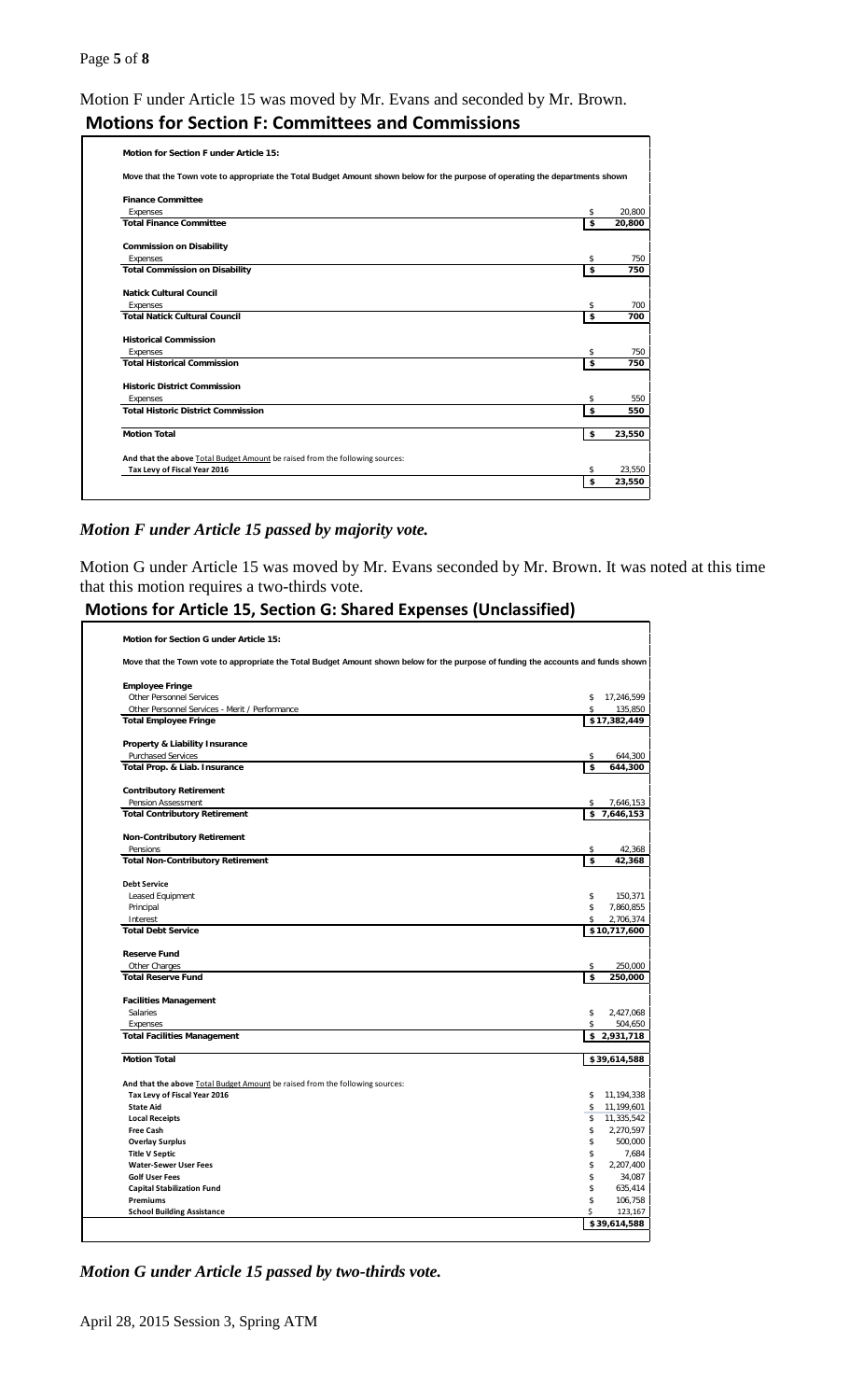Motion F under Article 15 was moved by Mr. Evans and seconded by Mr. Brown.

## Motions for Section F: Committees and Commissions

**Motion for Section F under Article 15:**

**Move that the Town vote to appropriate the Total Budget Amount shown below for the purpose of operating the departments shown**

| | |
|---|---|
| **Finance Committee** | |
| Expenses | $ 20,800 |
| **Total Finance Committee** | **$ 20,800** |
| **Commission on Disability** | |
| Expenses | $ 750 |
| **Total Commission on Disability** | **$ 750** |
| **Natick Cultural Council** | |
| Expenses | $ 700 |
| **Total Natick Cultural Council** | **$ 700** |
| **Historical Commission** | |
| Expenses | $ 750 |
| **Total Historical Commission** | **$ 750** |
| **Historic District Commission** | |
| Expenses | $ 550 |
| **Total Historic District Commission** | **$ 550** |
| **Motion Total** | **$ 23,550** |
| **And that the above** Total Budget Amount **be raised from the following sources:** | |
| **Tax Levy of Fiscal Year 2016** | $ 23,550 |
| | **$ 23,550** |

***Motion F under Article 15 passed by majority vote.***

Motion G under Article 15 was moved by Mr. Evans seconded by Mr. Brown. It was noted at this time that this motion requires a two-thirds vote.

## Motions for Article 15, Section G: Shared Expenses (Unclassified)

**Motion for Section G under Article 15:**

**Move that the Town vote to appropriate the Total Budget Amount shown below for the purpose of funding the accounts and funds shown**

| | |
|---|---|
| **Employee Fringe** | |
| Other Personnel Services | $ 17,246,599 |
| Other Personnel Services - Merit / Performance | $ 135,850 |
| **Total Employee Fringe** | **$ 17,382,449** |
| **Property & Liability Insurance** | |
| Purchased Services | $ 644,300 |
| **Total Prop. & Liab. Insurance** | **$ 644,300** |
| **Contributory Retirement** | |
| Pension Assessment | $ 7,646,153 |
| **Total Contributory Retirement** | **$ 7,646,153** |
| **Non-Contributory Retirement** | |
| Pensions | $ 42,368 |
| **Total Non-Contributory Retirement** | **$ 42,368** |
| **Debt Service** | |
| Leased Equipment | $ 150,371 |
| Principal | $ 7,860,855 |
| Interest | $ 2,706,374 |
| **Total Debt Service** | **$ 10,717,600** |
| **Reserve Fund** | |
| Other Charges | $ 250,000 |
| **Total Reserve Fund** | **$ 250,000** |
| **Facilities Management** | |
| Salaries | $ 2,427,068 |
| Expenses | $ 504,650 |
| **Total Facilities Management** | **$ 2,931,718** |
| **Motion Total** | **$ 39,614,588** |
| **And that the above** Total Budget Amount **be raised from the following sources:** | |
| **Tax Levy of Fiscal Year 2016** | $ 11,194,338 |
| **State Aid** | $ 11,199,601 |
| **Local Receipts** | $ 11,335,542 |
| **Free Cash** | $ 2,270,597 |
| **Overlay Surplus** | $ 500,000 |
| **Title V Septic** | $ 7,684 |
| **Water-Sewer User Fees** | $ 2,207,400 |
| **Golf User Fees** | $ 34,087 |
| **Capital Stabilization Fund** | $ 635,414 |
| **Premiums** | $ 106,758 |
| **School Building Assistance** | $ 123,167 |
| | **$ 39,614,588** |

***Motion G under Article 15 passed by two-thirds vote.***

April 28, 2015 Session 3, Spring ATM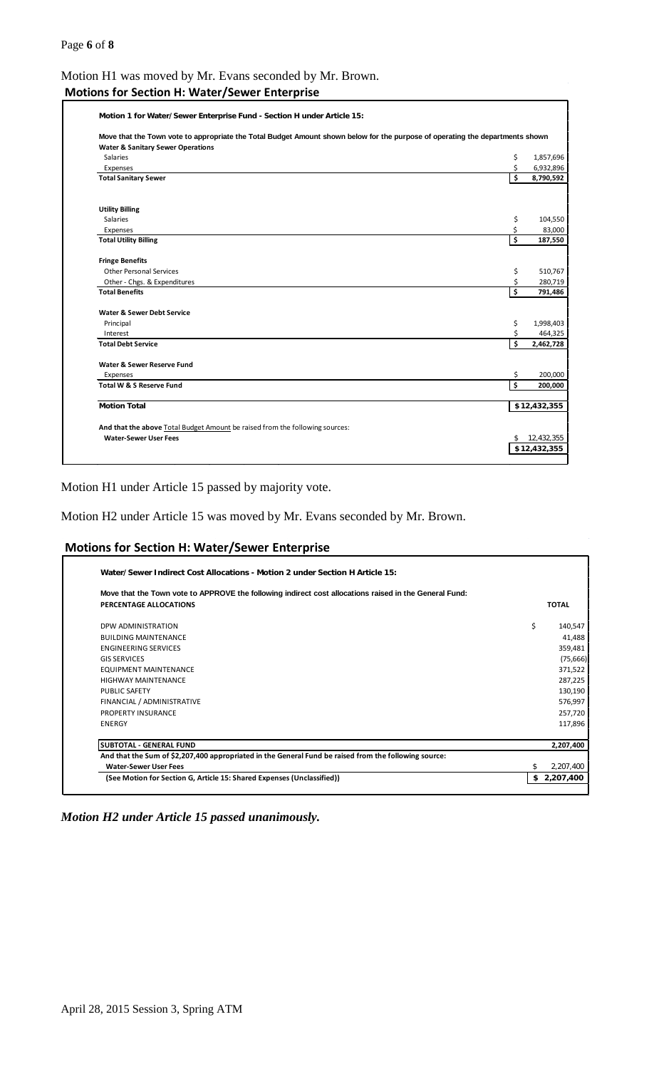Motion H1 was moved by Mr. Evans seconded by Mr. Brown.

## Motions for Section H: Water/Sewer Enterprise

**Motion 1 for Water/Sewer Enterprise Fund - Section H under Article 15:**

**Move that the Town vote to appropriate the Total Budget Amount shown below for the purpose of operating the departments shown**

| | |
|---|---|
| **Water & Sanitary Sewer Operations** | |
| Salaries | $ 1,857,696 |
| Expenses | $ 6,932,896 |
| **Total Sanitary Sewer** | **$ 8,790,592** |
| | |
| **Utility Billing** | |
| Salaries | $ 104,550 |
| Expenses | $ 83,000 |
| **Total Utility Billing** | **$ 187,550** |
| | |
| **Fringe Benefits** | |
| Other Personal Services | $ 510,767 |
| Other - Chgs. & Expenditures | $ 280,719 |
| **Total Benefits** | **$ 791,486** |
| | |
| **Water & Sewer Debt Service** | |
| Principal | $ 1,998,403 |
| Interest | $ 464,325 |
| **Total Debt Service** | **$ 2,462,728** |
| | |
| **Water & Sewer Reserve Fund** | |
| Expenses | $ 200,000 |
| **Total W & S Reserve Fund** | **$ 200,000** |
| | |
| **Motion Total** | **$12,432,355** |

**And that the above** Total Budget Amount **be raised from the following sources:**

| | |
|---|---|
| **Water-Sewer User Fees** | $ 12,432,355 |
| | **$12,432,355** |

Motion H1 under Article 15 passed by majority vote.

Motion H2 under Article 15 was moved by Mr. Evans seconded by Mr. Brown.

## Motions for Section H: Water/Sewer Enterprise

**Water/Sewer Indirect Cost Allocations - Motion 2 under Section H Article 15:**

**Move that the Town vote to APPROVE the following indirect cost allocations raised in the General Fund:**

| PERCENTAGE ALLOCATIONS | TOTAL |
|---|---|
| DPW ADMINISTRATION | $ 140,547 |
| BUILDING MAINTENANCE | 41,488 |
| ENGINEERING SERVICES | 359,481 |
| GIS SERVICES | (75,666) |
| EQUIPMENT MAINTENANCE | 371,522 |
| HIGHWAY MAINTENANCE | 287,225 |
| PUBLIC SAFETY | 130,190 |
| FINANCIAL / ADMINISTRATIVE | 576,997 |
| PROPERTY INSURANCE | 257,720 |
| ENERGY | 117,896 |
| **SUBTOTAL - GENERAL FUND** | **2,207,400** |
| **And that the Sum of $2,207,400 appropriated in the General Fund be raised from the following source:** | |
| **Water-Sewer User Fees** | $ 2,207,400 |
| **(See Motion for Section G, Article 15: Shared Expenses (Unclassified))** | **$ 2,207,400** |

***Motion H2 under Article 15 passed unanimously.***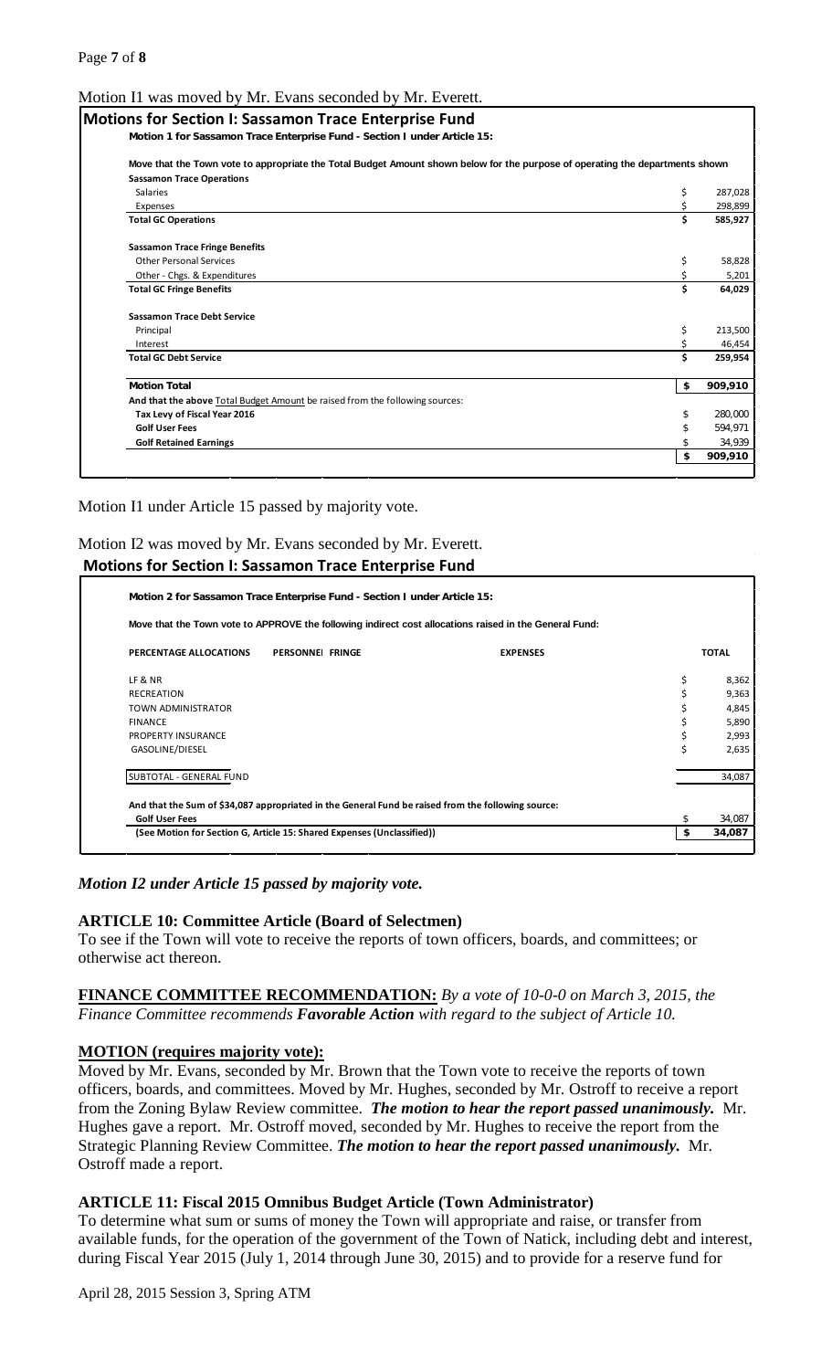Motion I1 was moved by Mr. Evans seconded by Mr. Everett.

**Motions for Section I: Sassamon Trace Enterprise Fund**

**Motion 1 for Sassamon Trace Enterprise Fund - Section I under Article 15:**

**Move that the Town vote to appropriate the Total Budget Amount shown below for the purpose of operating the departments shown**

| | |
|---|---|
| **Sassamon Trace Operations** | |
| Salaries | $ 287,028 |
| Expenses | $ 298,899 |
| **Total GC Operations** | **$ 585,927** |
| | |
| **Sassamon Trace Fringe Benefits** | |
| Other Personal Services | $ 58,828 |
| Other - Chgs. & Expenditures | $ 5,201 |
| **Total GC Fringe Benefits** | **$ 64,029** |
| | |
| **Sassamon Trace Debt Service** | |
| Principal | $ 213,500 |
| Interest | $ 46,454 |
| **Total GC Debt Service** | **$ 259,954** |
| | |
| **Motion Total** | **$ 909,910** |
| **And that the above** Total Budget Amount be raised from the following sources: | |
| **Tax Levy of Fiscal Year 2016** | $ 280,000 |
| **Golf User Fees** | $ 594,971 |
| **Golf Retained Earnings** | $ 34,939 |
| | **$ 909,910** |

Motion I1 under Article 15 passed by majority vote.

Motion I2 was moved by Mr. Evans seconded by Mr. Everett.

**Motions for Section I: Sassamon Trace Enterprise Fund**

**Motion 2 for Sassamon Trace Enterprise Fund - Section I under Article 15:**

**Move that the Town vote to APPROVE the following indirect cost allocations raised in the General Fund:**

| PERCENTAGE ALLOCATIONS | PERSONNEL | FRINGE | EXPENSES | TOTAL |
|---|---|---|---|---|
| LF & NR | | | | $ 8,362 |
| RECREATION | | | | $ 9,363 |
| TOWN ADMINISTRATOR | | | | $ 4,845 |
| FINANCE | | | | $ 5,890 |
| PROPERTY INSURANCE | | | | $ 2,993 |
| GASOLINE/DIESEL | | | | $ 2,635 |
| SUBTOTAL - GENERAL FUND | | | | 34,087 |

**And that the Sum of $34,087 appropriated in the General Fund be raised from the following source:**

| | |
|---|---|
| **Golf User Fees** | $ 34,087 |
| **(See Motion for Section G, Article 15: Shared Expenses (Unclassified))** | **$ 34,087** |

***Motion I2 under Article 15 passed by majority vote.***

## ARTICLE 10: Committee Article (Board of Selectmen)

To see if the Town will vote to receive the reports of town officers, boards, and committees; or otherwise act thereon.

**FINANCE COMMITTEE RECOMMENDATION:** *By a vote of 10-0-0 on March 3, 2015, the Finance Committee recommends **Favorable Action** with regard to the subject of Article 10.*

**MOTION (requires majority vote):**

Moved by Mr. Evans, seconded by Mr. Brown that the Town vote to receive the reports of town officers, boards, and committees. Moved by Mr. Hughes, seconded by Mr. Ostroff to receive a report from the Zoning Bylaw Review committee. ***The motion to hear the report passed unanimously.*** Mr. Hughes gave a report. Mr. Ostroff moved, seconded by Mr. Hughes to receive the report from the Strategic Planning Review Committee. ***The motion to hear the report passed unanimously.*** Mr. Ostroff made a report.

## ARTICLE 11: Fiscal 2015 Omnibus Budget Article (Town Administrator)

To determine what sum or sums of money the Town will appropriate and raise, or transfer from available funds, for the operation of the government of the Town of Natick, including debt and interest, during Fiscal Year 2015 (July 1, 2014 through June 30, 2015) and to provide for a reserve fund for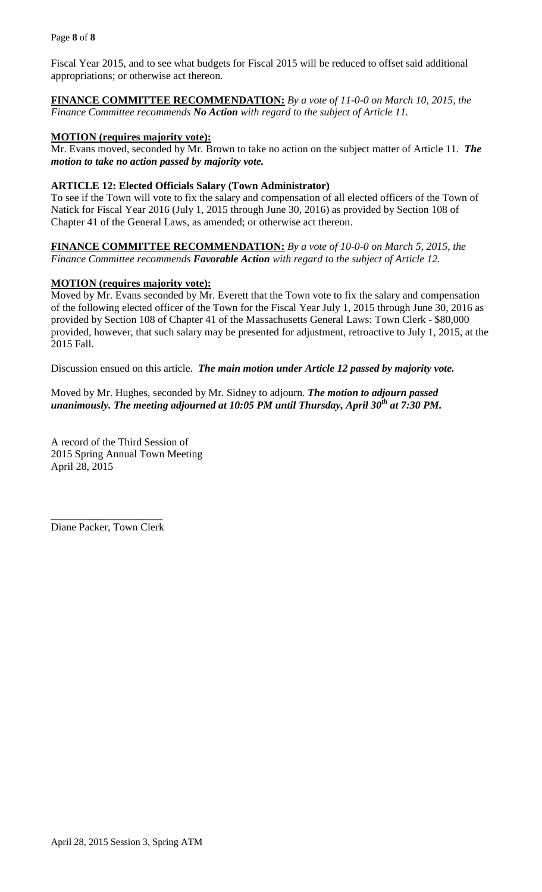Fiscal Year 2015, and to see what budgets for Fiscal 2015 will be reduced to offset said additional appropriations; or otherwise act thereon.

**FINANCE COMMITTEE RECOMMENDATION:** *By a vote of 11-0-0 on March 10, 2015, the Finance Committee recommends* ***No Action*** *with regard to the subject of Article 11.*

**MOTION (requires majority vote):**
Mr. Evans moved, seconded by Mr. Brown to take no action on the subject matter of Article 11. ***The motion to take no action passed by majority vote.***

**ARTICLE 12: Elected Officials Salary (Town Administrator)**
To see if the Town will vote to fix the salary and compensation of all elected officers of the Town of Natick for Fiscal Year 2016 (July 1, 2015 through June 30, 2016) as provided by Section 108 of Chapter 41 of the General Laws, as amended; or otherwise act thereon.

**FINANCE COMMITTEE RECOMMENDATION:** *By a vote of 10-0-0 on March 5, 2015, the Finance Committee recommends* ***Favorable Action*** *with regard to the subject of Article 12.*

**MOTION (requires majority vote):**
Moved by Mr. Evans seconded by Mr. Everett that the Town vote to fix the salary and compensation of the following elected officer of the Town for the Fiscal Year July 1, 2015 through June 30, 2016 as provided by Section 108 of Chapter 41 of the Massachusetts General Laws: Town Clerk - $80,000 provided, however, that such salary may be presented for adjustment, retroactive to July 1, 2015, at the 2015 Fall.

Discussion ensued on this article. ***The main motion under Article 12 passed by majority vote.***

Moved by Mr. Hughes, seconded by Mr. Sidney to adjourn. ***The motion to adjourn passed unanimously. The meeting adjourned at 10:05 PM until Thursday, April 30th at 7:30 PM.***

A record of the Third Session of
2015 Spring Annual Town Meeting
April 28, 2015

_____________________
Diane Packer, Town Clerk